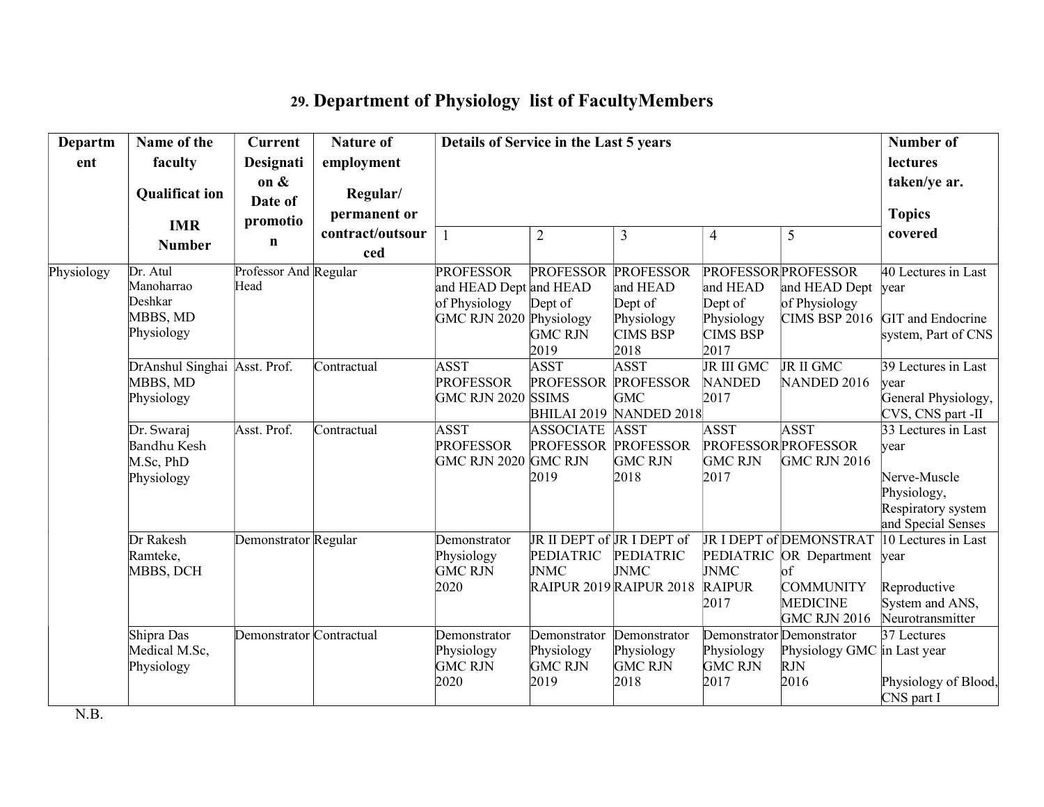## 29. Department of Physiology list of FacultyMembers

| Department | Name of the faculty Qualification IMR Number | Current Designation & Date of promotion | Nature of employment Regular/ permanent or contract/outsourced | Details of Service in the Last 5 years | | | | | Number of lectures taken/year. Topics covered |
|---|---|---|---|---|---|---|---|---|---|
| | | | | 1 | 2 | 3 | 4 | 5 | |
| Physiology | Dr. Atul Manoharrao Deshkar MBBS, MD Physiology | Professor And Head | Regular | PROFESSOR and HEAD Dept of Physiology GMC RJN 2020 | PROFESSOR and HEAD Dept of Physiology GMC RJN 2019 | PROFESSOR and HEAD Dept of Physiology CIMS BSP 2018 | PROFESSOR and HEAD Dept of Physiology CIMS BSP 2017 | PROFESSOR and HEAD Dept of Physiology CIMS BSP 2016 | 40 Lectures in Last year GIT and Endocrine system, Part of CNS |
| | DrAnshul Singhai MBBS, MD Physiology | Asst. Prof. | Contractual | ASST PROFESSOR GMC RJN 2020 | ASST PROFESSOR SSIMS BHILAI 2019 | ASST PROFESSOR GMC NANDED 2018 | JR III GMC NANDED 2017 | JR II GMC NANDED 2016 | 39 Lectures in Last year General Physiology, CVS, CNS part -II |
| | Dr. Swaraj Bandhu Kesh M.Sc, PhD Physiology | Asst. Prof. | Contractual | ASST PROFESSOR GMC RJN 2020 | ASSOCIATE PROFESSOR GMC RJN 2019 | ASST PROFESSOR GMC RJN 2018 | ASST PROFESSOR GMC RJN 2017 | ASST PROFESSOR GMC RJN 2016 | 33 Lectures in Last year Nerve-Muscle Physiology, Respiratory system and Special Senses |
| | Dr Rakesh Ramteke, MBBS, DCH | Demonstrator | Regular | Demonstrator Physiology GMC RJN 2020 | JR II DEPT of PEDIATRIC JNMC RAIPUR 2019 | JR I DEPT of PEDIATRIC JNMC RAIPUR 2018 | JR I DEPT of PEDIATRIC JNMC RAIPUR 2017 | DEMONSTRATOR Department of COMMUNITY MEDICINE GMC RJN 2016 | 10 Lectures in Last year Reproductive System and ANS, Neurotransmitter |
| | Shipra Das Medical M.Sc, Physiology | Demonstrator | Contractual | Demonstrator Physiology GMC RJN 2020 | Demonstrator Physiology GMC RJN 2019 | Demonstrator Physiology GMC RJN 2018 | Demonstrator Physiology GMC RJN 2017 | Demonstrator Physiology GMC RJN 2016 | 37 Lectures in Last year Physiology of Blood, CNS part I |

N.B.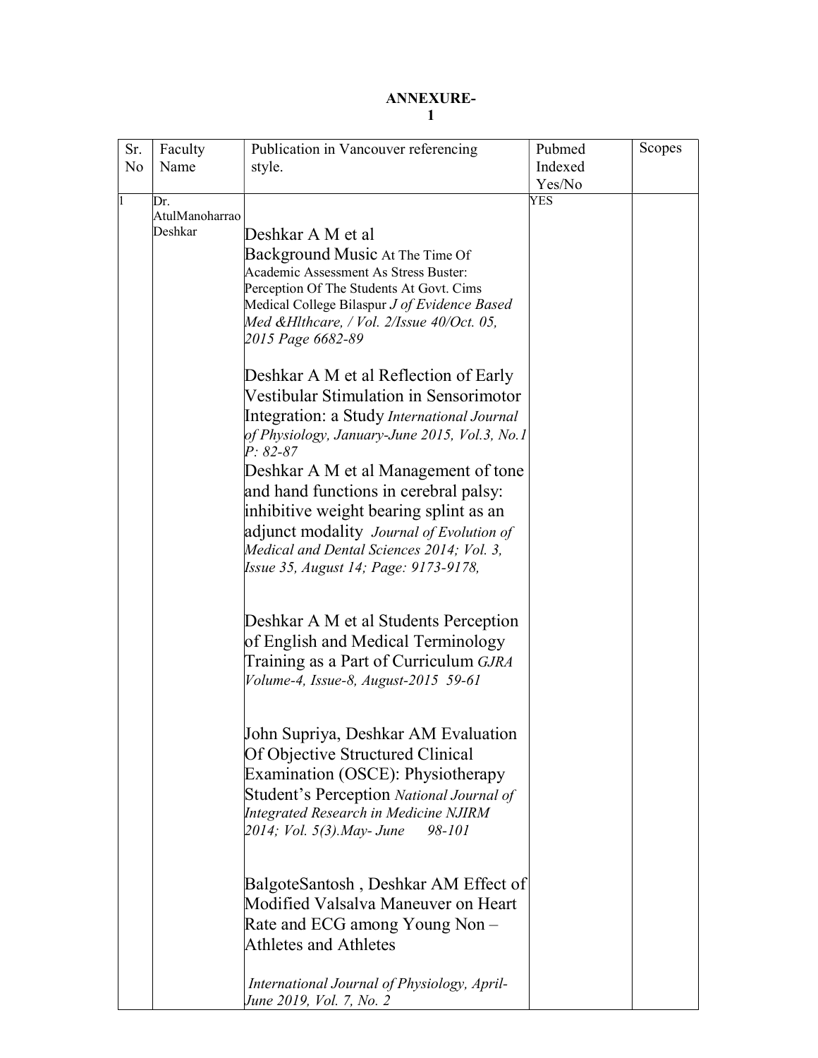**ANNEXURE-1**

| Sr. No | Faculty Name | Publication in Vancouver referencing style. | Pubmed Indexed Yes/No | Scopes |
|---|---|---|---|---|
| 1 | Dr. AtulManoharrao Deshkar | Deshkar A M et al Background Music At The Time Of Academic Assessment As Stress Buster: Perception Of The Students At Govt. Cims Medical College Bilaspur *J of Evidence Based Med &Hlthcare, / Vol. 2/Issue 40/Oct. 05, 2015 Page 6682-89*<br><br>Deshkar A M et al Reflection of Early Vestibular Stimulation in Sensorimotor Integration: a Study *International Journal of Physiology, January-June 2015, Vol.3, No.1 P: 82-87*<br><br>Deshkar A M et al Management of tone and hand functions in cerebral palsy: inhibitive weight bearing splint as an adjunct modality *Journal of Evolution of Medical and Dental Sciences 2014; Vol. 3, Issue 35, August 14; Page: 9173-9178,*<br><br>Deshkar A M et al Students Perception of English and Medical Terminology Training as a Part of Curriculum *GJRA Volume-4, Issue-8, August-2015 59-61*<br><br>John Supriya, Deshkar AM Evaluation Of Objective Structured Clinical Examination (OSCE): Physiotherapy Student's Perception *National Journal of Integrated Research in Medicine NJIRM 2014; Vol. 5(3).May- June 98-101*<br><br>BalgoteSantosh , Deshkar AM Effect of Modified Valsalva Maneuver on Heart Rate and ECG among Young Non – Athletes and Athletes<br><br>*International Journal of Physiology, April-June 2019, Vol. 7, No. 2* | YES | |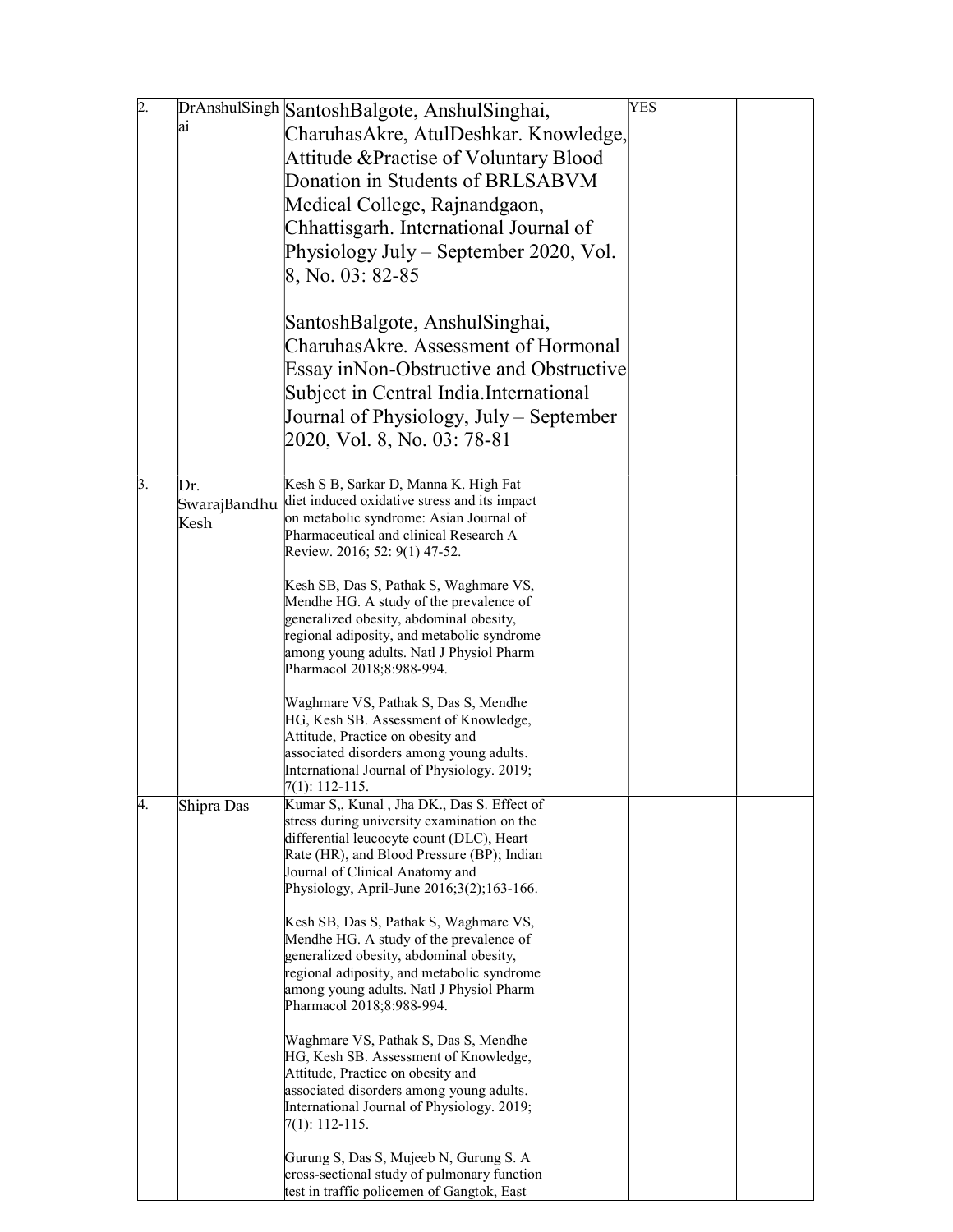| | | | | |
|---|---|---|---|---|
| 2. | DrAnshulSinghai | SantoshBalgote, AnshulSinghai, CharuhasAkre, AtulDeshkar. Knowledge, Attitude &Practise of Voluntary Blood Donation in Students of BRLSABVM Medical College, Rajnandgaon, Chhattisgarh. International Journal of Physiology July – September 2020, Vol. 8, No. 03: 82-85<br><br>SantoshBalgote, AnshulSinghai, CharuhasAkre. Assessment of Hormonal Essay inNon-Obstructive and Obstructive Subject in Central India.International Journal of Physiology, July – September 2020, Vol. 8, No. 03: 78-81 | YES | |
| 3. | Dr. SwarajBandhu Kesh | Kesh S B, Sarkar D, Manna K. High Fat diet induced oxidative stress and its impact on metabolic syndrome: Asian Journal of Pharmaceutical and clinical Research A Review. 2016; 52: 9(1) 47-52.<br><br>Kesh SB, Das S, Pathak S, Waghmare VS, Mendhe HG. A study of the prevalence of generalized obesity, abdominal obesity, regional adiposity, and metabolic syndrome among young adults. Natl J Physiol Pharm Pharmacol 2018;8:988-994.<br><br>Waghmare VS, Pathak S, Das S, Mendhe HG, Kesh SB. Assessment of Knowledge, Attitude, Practice on obesity and associated disorders among young adults. International Journal of Physiology. 2019; 7(1): 112-115. | | |
| 4. | Shipra Das | Kumar S,, Kunal , Jha DK., Das S. Effect of stress during university examination on the differential leucocyte count (DLC), Heart Rate (HR), and Blood Pressure (BP); Indian Journal of Clinical Anatomy and Physiology, April-June 2016;3(2);163-166.<br><br>Kesh SB, Das S, Pathak S, Waghmare VS, Mendhe HG. A study of the prevalence of generalized obesity, abdominal obesity, regional adiposity, and metabolic syndrome among young adults. Natl J Physiol Pharm Pharmacol 2018;8:988-994.<br><br>Waghmare VS, Pathak S, Das S, Mendhe HG, Kesh SB. Assessment of Knowledge, Attitude, Practice on obesity and associated disorders among young adults. International Journal of Physiology. 2019; 7(1): 112-115.<br><br>Gurung S, Das S, Mujeeb N, Gurung S. A cross-sectional study of pulmonary function test in traffic policemen of Gangtok, East | | |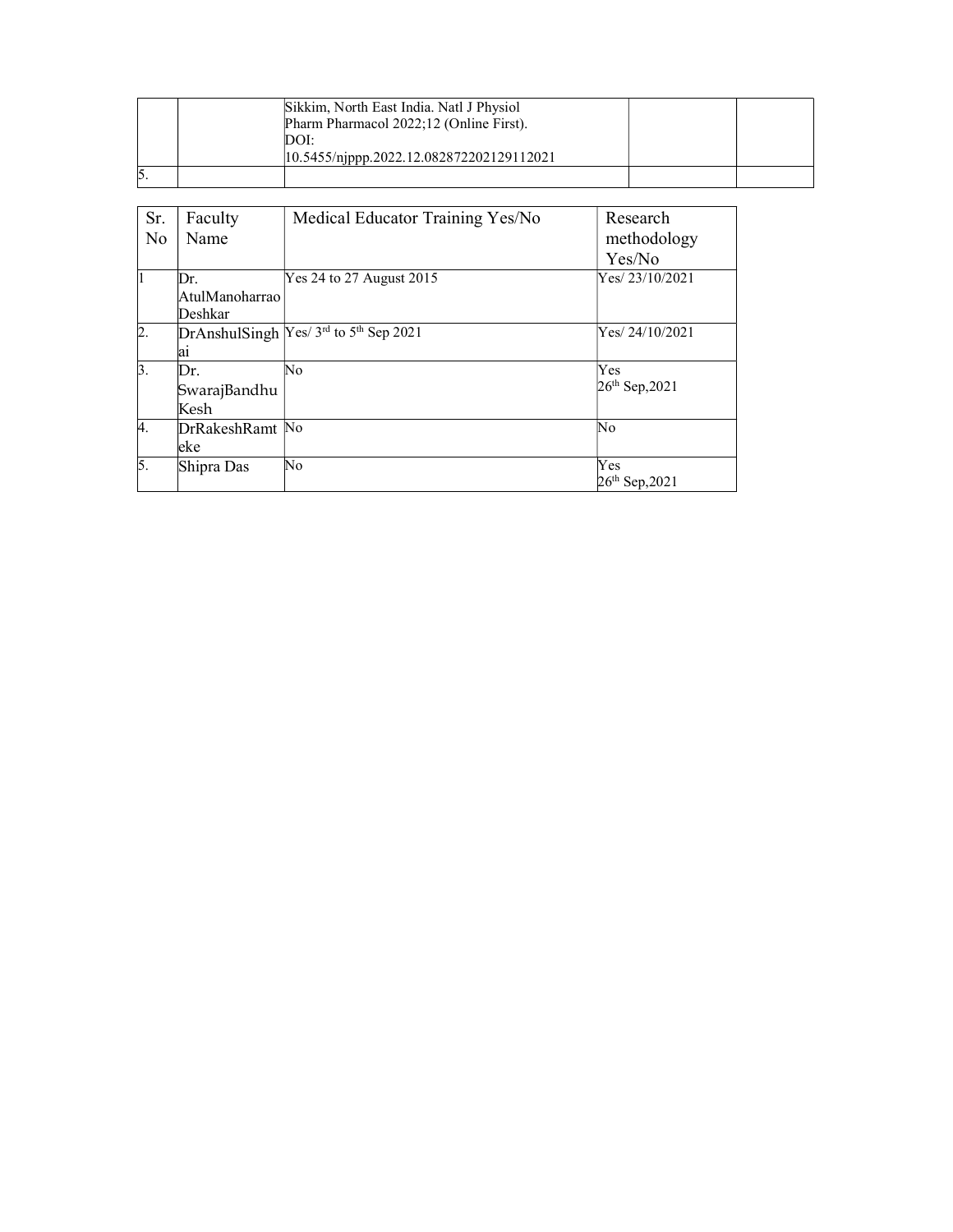| | | | | |
|---|---|---|---|---|
| | | Sikkim, North East India. Natl J Physiol Pharm Pharmacol 2022;12 (Online First). DOI: 10.5455/njppp.2022.12.08287220212911202​1 | | |
| 5. | | | | |

| Sr. No | Faculty Name | Medical Educator Training Yes/No | Research methodology Yes/No |
|---|---|---|---|
| 1 | Dr. AtulManoharrao Deshkar | Yes 24 to 27 August 2015 | Yes/ 23/10/2021 |
| 2. | DrAnshulSinghai | Yes/ 3rd to 5th Sep 2021 | Yes/ 24/10/2021 |
| 3. | Dr. SwarajBandhu Kesh | No | Yes 26th Sep,2021 |
| 4. | DrRakeshRamteke | No | No |
| 5. | Shipra Das | No | Yes 26th Sep,2021 |